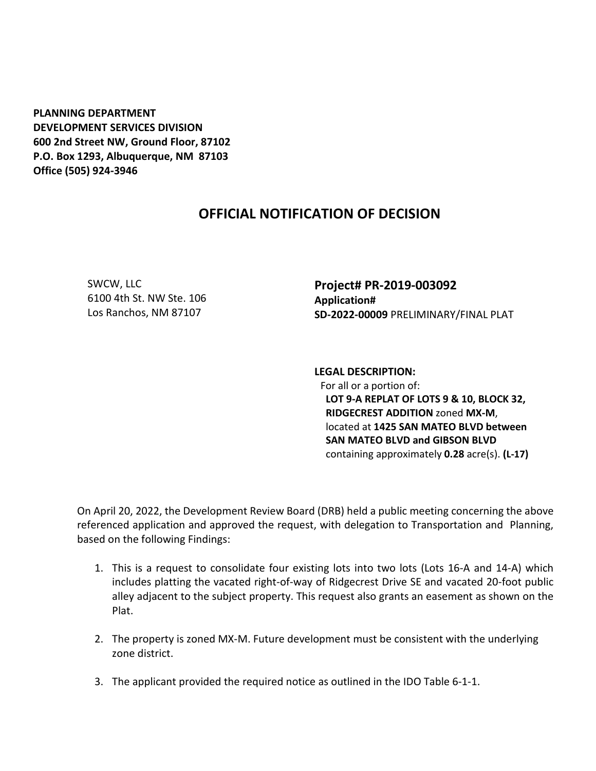**PLANNING DEPARTMENT**
**DEVELOPMENT SERVICES DIVISION**
**600 2nd Street NW, Ground Floor, 87102**
**P.O. Box 1293, Albuquerque, NM 87103**
**Office (505) 924-3946**

# OFFICIAL NOTIFICATION OF DECISION

SWCW, LLC
6100 4th St. NW Ste. 106
Los Ranchos, NM 87107

**Project# PR-2019-003092**
**Application#**
**SD-2022-00009** PRELIMINARY/FINAL PLAT

**LEGAL DESCRIPTION:**
For all or a portion of:
**LOT 9-A REPLAT OF LOTS 9 & 10, BLOCK 32, RIDGECREST ADDITION** zoned **MX-M**, located at **1425 SAN MATEO BLVD between SAN MATEO BLVD and GIBSON BLVD** containing approximately **0.28** acre(s). **(L-17)**

On April 20, 2022, the Development Review Board (DRB) held a public meeting concerning the above referenced application and approved the request, with delegation to Transportation and Planning, based on the following Findings:

1. This is a request to consolidate four existing lots into two lots (Lots 16-A and 14-A) which includes platting the vacated right-of-way of Ridgecrest Drive SE and vacated 20-foot public alley adjacent to the subject property. This request also grants an easement as shown on the Plat.

2. The property is zoned MX-M. Future development must be consistent with the underlying zone district.

3. The applicant provided the required notice as outlined in the IDO Table 6-1-1.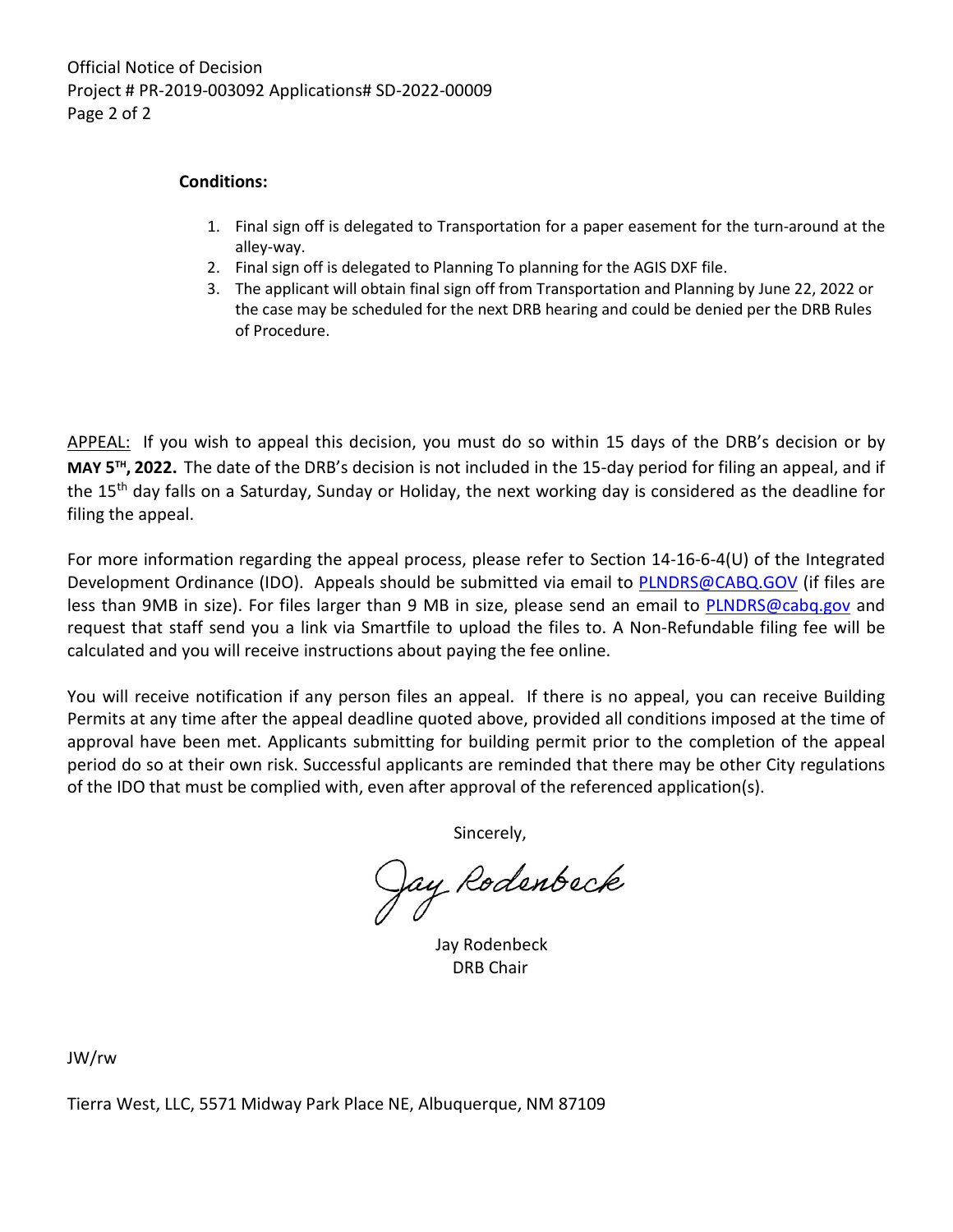**Conditions:**

1. Final sign off is delegated to Transportation for a paper easement for the turn-around at the alley-way.
2. Final sign off is delegated to Planning To planning for the AGIS DXF file.
3. The applicant will obtain final sign off from Transportation and Planning by June 22, 2022 or the case may be scheduled for the next DRB hearing and could be denied per the DRB Rules of Procedure.

APPEAL: If you wish to appeal this decision, you must do so within 15 days of the DRB's decision or by **MAY 5TH, 2022.** The date of the DRB's decision is not included in the 15-day period for filing an appeal, and if the 15th day falls on a Saturday, Sunday or Holiday, the next working day is considered as the deadline for filing the appeal.

For more information regarding the appeal process, please refer to Section 14-16-6-4(U) of the Integrated Development Ordinance (IDO). Appeals should be submitted via email to PLNDRS@CABQ.GOV (if files are less than 9MB in size). For files larger than 9 MB in size, please send an email to PLNDRS@cabq.gov and request that staff send you a link via Smartfile to upload the files to. A Non-Refundable filing fee will be calculated and you will receive instructions about paying the fee online.

You will receive notification if any person files an appeal. If there is no appeal, you can receive Building Permits at any time after the appeal deadline quoted above, provided all conditions imposed at the time of approval have been met. Applicants submitting for building permit prior to the completion of the appeal period do so at their own risk. Successful applicants are reminded that there may be other City regulations of the IDO that must be complied with, even after approval of the referenced application(s).

Sincerely,

Jay Rodenbeck

Jay Rodenbeck
DRB Chair

JW/rw

Tierra West, LLC, 5571 Midway Park Place NE, Albuquerque, NM 87109